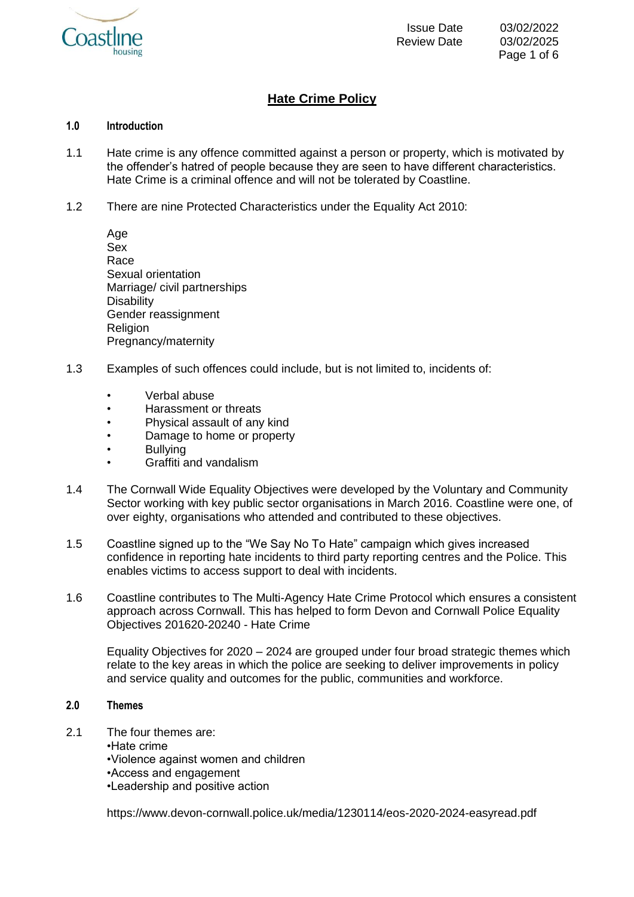# Hate Crime Policy

## 1.0 Introduction

1.1 Hate crime is any offence committed against a person or property, which is motivated by the offender's hatred of people because they are seen to have different characteristics. Hate Crime is a criminal offence and will not be tolerated by Coastline.

1.2 There are nine Protected Characteristics under the Equality Act 2010:

Age
Sex
Race
Sexual orientation
Marriage/ civil partnerships
Disability
Gender reassignment
Religion
Pregnancy/maternity

1.3 Examples of such offences could include, but is not limited to, incidents of:

- Verbal abuse
- Harassment or threats
- Physical assault of any kind
- Damage to home or property
- Bullying
- Graffiti and vandalism

1.4 The Cornwall Wide Equality Objectives were developed by the Voluntary and Community Sector working with key public sector organisations in March 2016. Coastline were one, of over eighty, organisations who attended and contributed to these objectives.

1.5 Coastline signed up to the "We Say No To Hate" campaign which gives increased confidence in reporting hate incidents to third party reporting centres and the Police. This enables victims to access support to deal with incidents.

1.6 Coastline contributes to The Multi-Agency Hate Crime Protocol which ensures a consistent approach across Cornwall. This has helped to form Devon and Cornwall Police Equality Objectives 201620-20240 - Hate Crime

Equality Objectives for 2020 – 2024 are grouped under four broad strategic themes which relate to the key areas in which the police are seeking to deliver improvements in policy and service quality and outcomes for the public, communities and workforce.

## 2.0 Themes

2.1 The four themes are:
•Hate crime
•Violence against women and children
•Access and engagement
•Leadership and positive action

https://www.devon-cornwall.police.uk/media/1230114/eos-2020-2024-easyread.pdf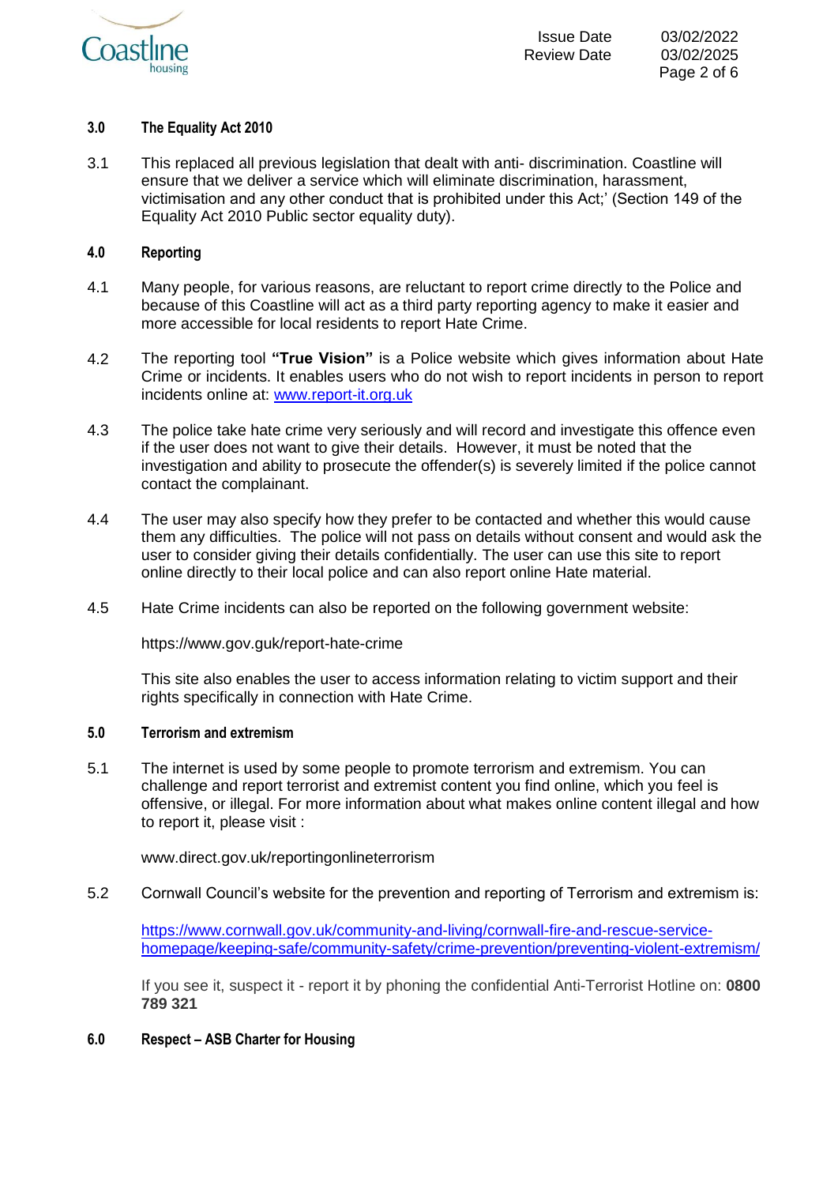## 3.0 The Equality Act 2010

3.1 This replaced all previous legislation that dealt with anti- discrimination. Coastline will ensure that we deliver a service which will eliminate discrimination, harassment, victimisation and any other conduct that is prohibited under this Act;' (Section 149 of the Equality Act 2010 Public sector equality duty).

## 4.0 Reporting

4.1 Many people, for various reasons, are reluctant to report crime directly to the Police and because of this Coastline will act as a third party reporting agency to make it easier and more accessible for local residents to report Hate Crime.

4.2 The reporting tool **"True Vision"** is a Police website which gives information about Hate Crime or incidents. It enables users who do not wish to report incidents in person to report incidents online at: [www.report-it.org.uk](www.report-it.org.uk)

4.3 The police take hate crime very seriously and will record and investigate this offence even if the user does not want to give their details. However, it must be noted that the investigation and ability to prosecute the offender(s) is severely limited if the police cannot contact the complainant.

4.4 The user may also specify how they prefer to be contacted and whether this would cause them any difficulties. The police will not pass on details without consent and would ask the user to consider giving their details confidentially. The user can use this site to report online directly to their local police and can also report online Hate material.

4.5 Hate Crime incidents can also be reported on the following government website:

https://www.gov.guk/report-hate-crime

This site also enables the user to access information relating to victim support and their rights specifically in connection with Hate Crime.

## 5.0 Terrorism and extremism

5.1 The internet is used by some people to promote terrorism and extremism. You can challenge and report terrorist and extremist content you find online, which you feel is offensive, or illegal. For more information about what makes online content illegal and how to report it, please visit :

www.direct.gov.uk/reportingonlineterrorism

5.2 Cornwall Council's website for the prevention and reporting of Terrorism and extremism is:

[https://www.cornwall.gov.uk/community-and-living/cornwall-fire-and-rescue-service-homepage/keeping-safe/community-safety/crime-prevention/preventing-violent-extremism/](https://www.cornwall.gov.uk/community-and-living/cornwall-fire-and-rescue-service-homepage/keeping-safe/community-safety/crime-prevention/preventing-violent-extremism/)

If you see it, suspect it - report it by phoning the confidential Anti-Terrorist Hotline on: **0800 789 321**

## 6.0 Respect – ASB Charter for Housing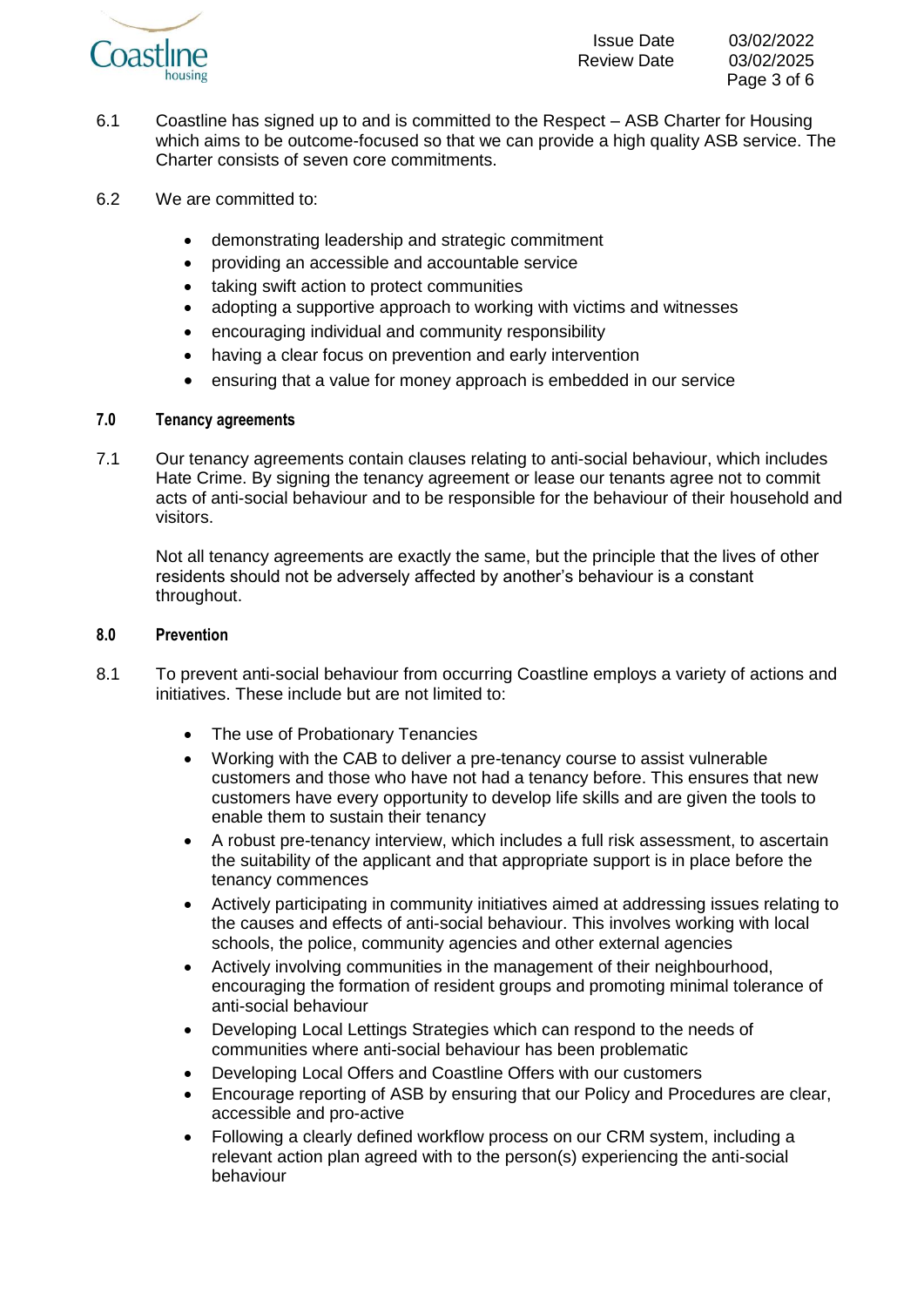6.1 Coastline has signed up to and is committed to the Respect – ASB Charter for Housing which aims to be outcome-focused so that we can provide a high quality ASB service. The Charter consists of seven core commitments.

6.2 We are committed to:

- demonstrating leadership and strategic commitment
- providing an accessible and accountable service
- taking swift action to protect communities
- adopting a supportive approach to working with victims and witnesses
- encouraging individual and community responsibility
- having a clear focus on prevention and early intervention
- ensuring that a value for money approach is embedded in our service

## 7.0 Tenancy agreements

7.1 Our tenancy agreements contain clauses relating to anti-social behaviour, which includes Hate Crime. By signing the tenancy agreement or lease our tenants agree not to commit acts of anti-social behaviour and to be responsible for the behaviour of their household and visitors.

Not all tenancy agreements are exactly the same, but the principle that the lives of other residents should not be adversely affected by another's behaviour is a constant throughout.

## 8.0 Prevention

8.1 To prevent anti-social behaviour from occurring Coastline employs a variety of actions and initiatives. These include but are not limited to:

- The use of Probationary Tenancies
- Working with the CAB to deliver a pre-tenancy course to assist vulnerable customers and those who have not had a tenancy before. This ensures that new customers have every opportunity to develop life skills and are given the tools to enable them to sustain their tenancy
- A robust pre-tenancy interview, which includes a full risk assessment, to ascertain the suitability of the applicant and that appropriate support is in place before the tenancy commences
- Actively participating in community initiatives aimed at addressing issues relating to the causes and effects of anti-social behaviour. This involves working with local schools, the police, community agencies and other external agencies
- Actively involving communities in the management of their neighbourhood, encouraging the formation of resident groups and promoting minimal tolerance of anti-social behaviour
- Developing Local Lettings Strategies which can respond to the needs of communities where anti-social behaviour has been problematic
- Developing Local Offers and Coastline Offers with our customers
- Encourage reporting of ASB by ensuring that our Policy and Procedures are clear, accessible and pro-active
- Following a clearly defined workflow process on our CRM system, including a relevant action plan agreed with to the person(s) experiencing the anti-social behaviour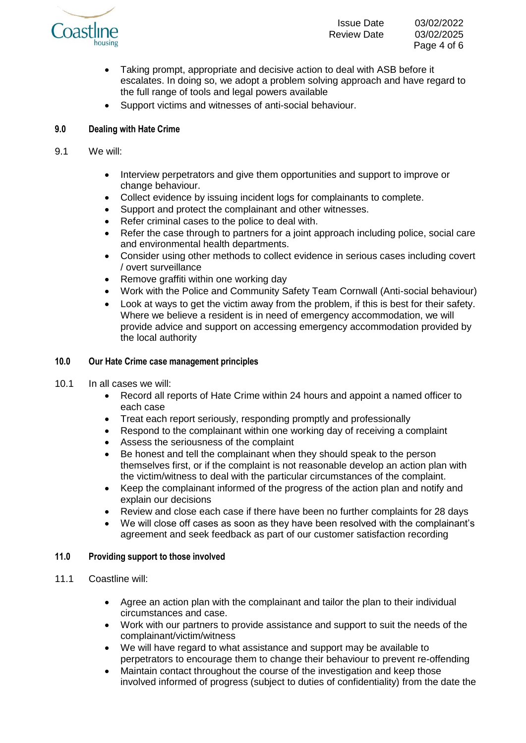- Taking prompt, appropriate and decisive action to deal with ASB before it escalates. In doing so, we adopt a problem solving approach and have regard to the full range of tools and legal powers available
- Support victims and witnesses of anti-social behaviour.

## 9.0 Dealing with Hate Crime

9.1 We will:

- Interview perpetrators and give them opportunities and support to improve or change behaviour.
- Collect evidence by issuing incident logs for complainants to complete.
- Support and protect the complainant and other witnesses.
- Refer criminal cases to the police to deal with.
- Refer the case through to partners for a joint approach including police, social care and environmental health departments.
- Consider using other methods to collect evidence in serious cases including covert / overt surveillance
- Remove graffiti within one working day
- Work with the Police and Community Safety Team Cornwall (Anti-social behaviour)
- Look at ways to get the victim away from the problem, if this is best for their safety. Where we believe a resident is in need of emergency accommodation, we will provide advice and support on accessing emergency accommodation provided by the local authority

## 10.0 Our Hate Crime case management principles

10.1 In all cases we will:

- Record all reports of Hate Crime within 24 hours and appoint a named officer to each case
- Treat each report seriously, responding promptly and professionally
- Respond to the complainant within one working day of receiving a complaint
- Assess the seriousness of the complaint
- Be honest and tell the complainant when they should speak to the person themselves first, or if the complaint is not reasonable develop an action plan with the victim/witness to deal with the particular circumstances of the complaint.
- Keep the complainant informed of the progress of the action plan and notify and explain our decisions
- Review and close each case if there have been no further complaints for 28 days
- We will close off cases as soon as they have been resolved with the complainant's agreement and seek feedback as part of our customer satisfaction recording

## 11.0 Providing support to those involved

11.1 Coastline will:

- Agree an action plan with the complainant and tailor the plan to their individual circumstances and case.
- Work with our partners to provide assistance and support to suit the needs of the complainant/victim/witness
- We will have regard to what assistance and support may be available to perpetrators to encourage them to change their behaviour to prevent re-offending
- Maintain contact throughout the course of the investigation and keep those involved informed of progress (subject to duties of confidentiality) from the date the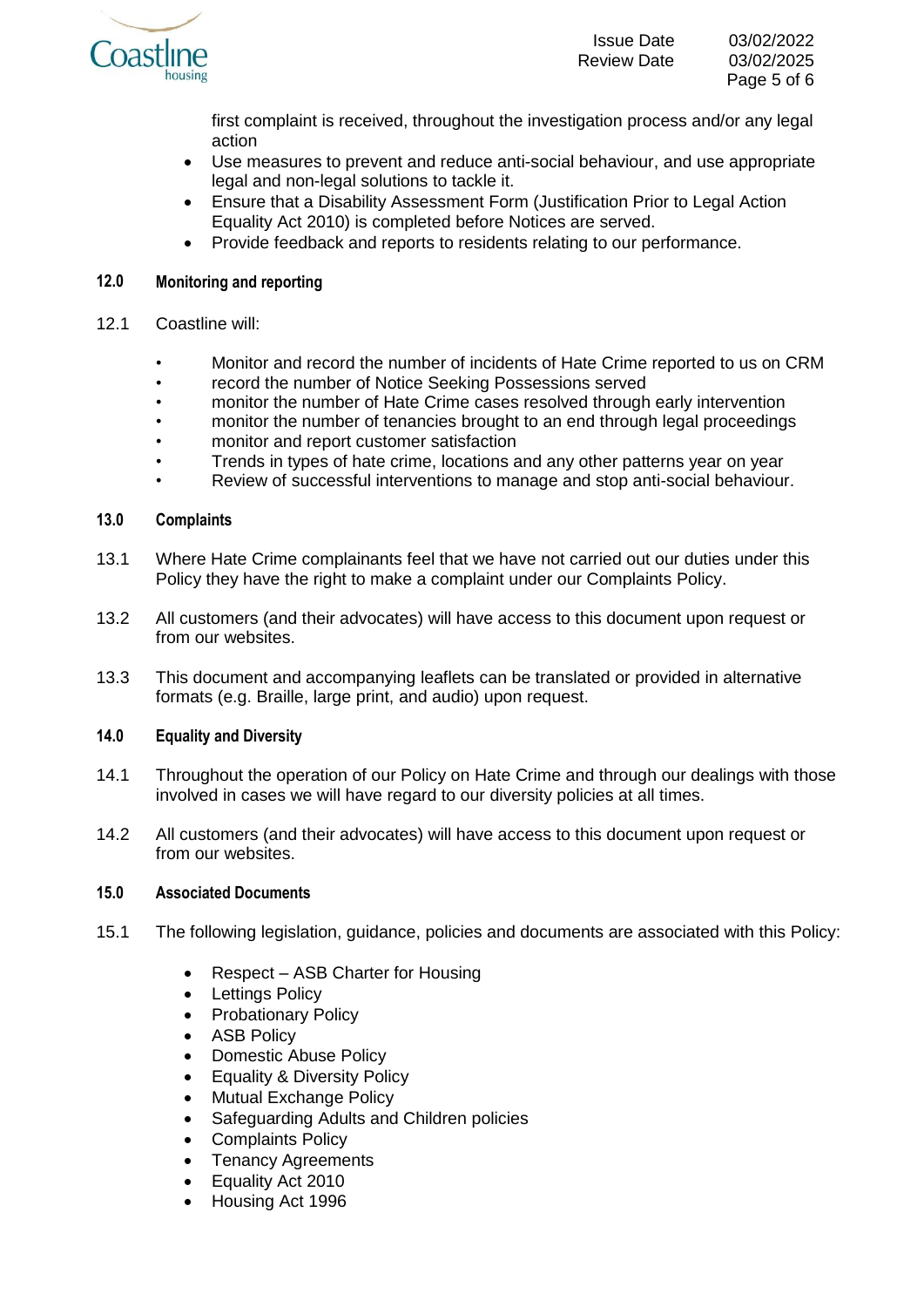first complaint is received, throughout the investigation process and/or any legal action

- Use measures to prevent and reduce anti-social behaviour, and use appropriate legal and non-legal solutions to tackle it.
- Ensure that a Disability Assessment Form (Justification Prior to Legal Action Equality Act 2010) is completed before Notices are served.
- Provide feedback and reports to residents relating to our performance.

## 12.0 Monitoring and reporting

12.1 Coastline will:

- Monitor and record the number of incidents of Hate Crime reported to us on CRM
- record the number of Notice Seeking Possessions served
- monitor the number of Hate Crime cases resolved through early intervention
- monitor the number of tenancies brought to an end through legal proceedings
- monitor and report customer satisfaction
- Trends in types of hate crime, locations and any other patterns year on year
- Review of successful interventions to manage and stop anti-social behaviour.

## 13.0 Complaints

13.1 Where Hate Crime complainants feel that we have not carried out our duties under this Policy they have the right to make a complaint under our Complaints Policy.

13.2 All customers (and their advocates) will have access to this document upon request or from our websites.

13.3 This document and accompanying leaflets can be translated or provided in alternative formats (e.g. Braille, large print, and audio) upon request.

## 14.0 Equality and Diversity

14.1 Throughout the operation of our Policy on Hate Crime and through our dealings with those involved in cases we will have regard to our diversity policies at all times.

14.2 All customers (and their advocates) will have access to this document upon request or from our websites.

## 15.0 Associated Documents

15.1 The following legislation, guidance, policies and documents are associated with this Policy:

- Respect – ASB Charter for Housing
- Lettings Policy
- Probationary Policy
- ASB Policy
- Domestic Abuse Policy
- Equality & Diversity Policy
- Mutual Exchange Policy
- Safeguarding Adults and Children policies
- Complaints Policy
- Tenancy Agreements
- Equality Act 2010
- Housing Act 1996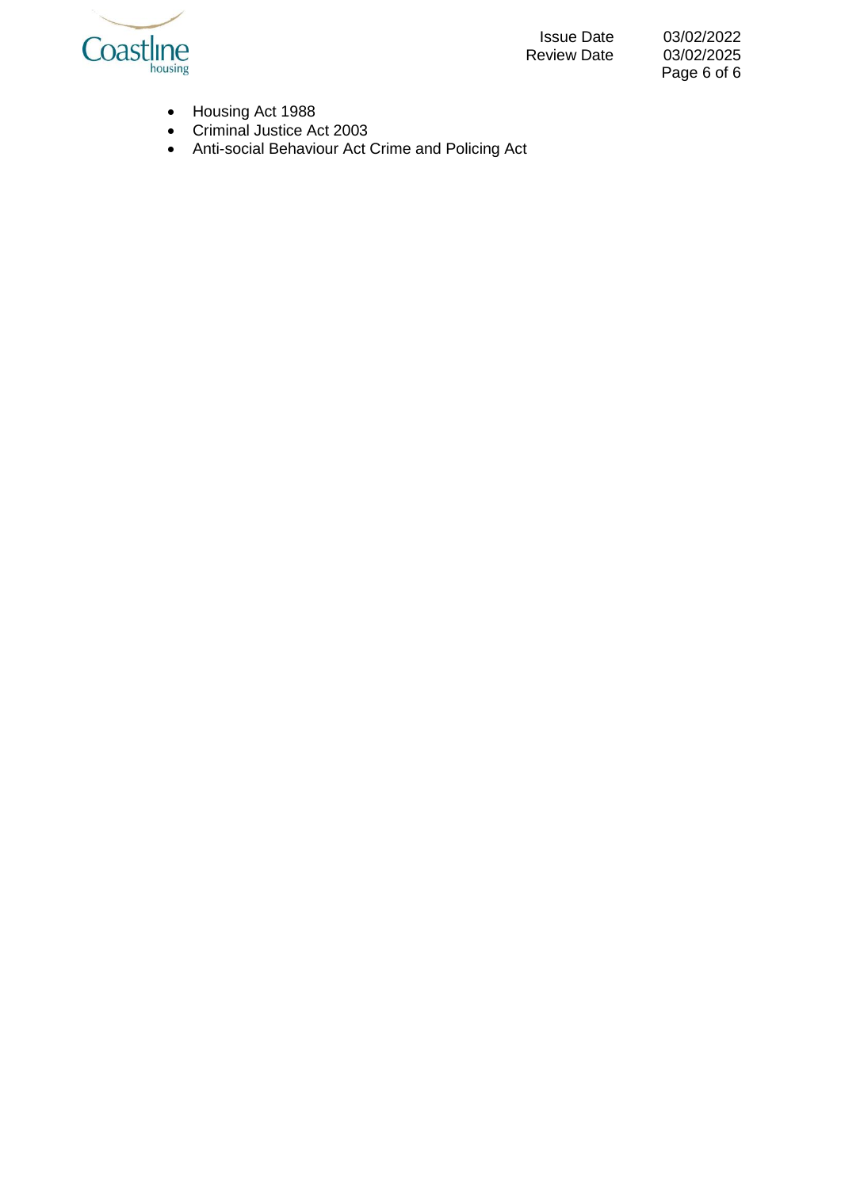- Housing Act 1988
- Criminal Justice Act 2003
- Anti-social Behaviour Act Crime and Policing Act